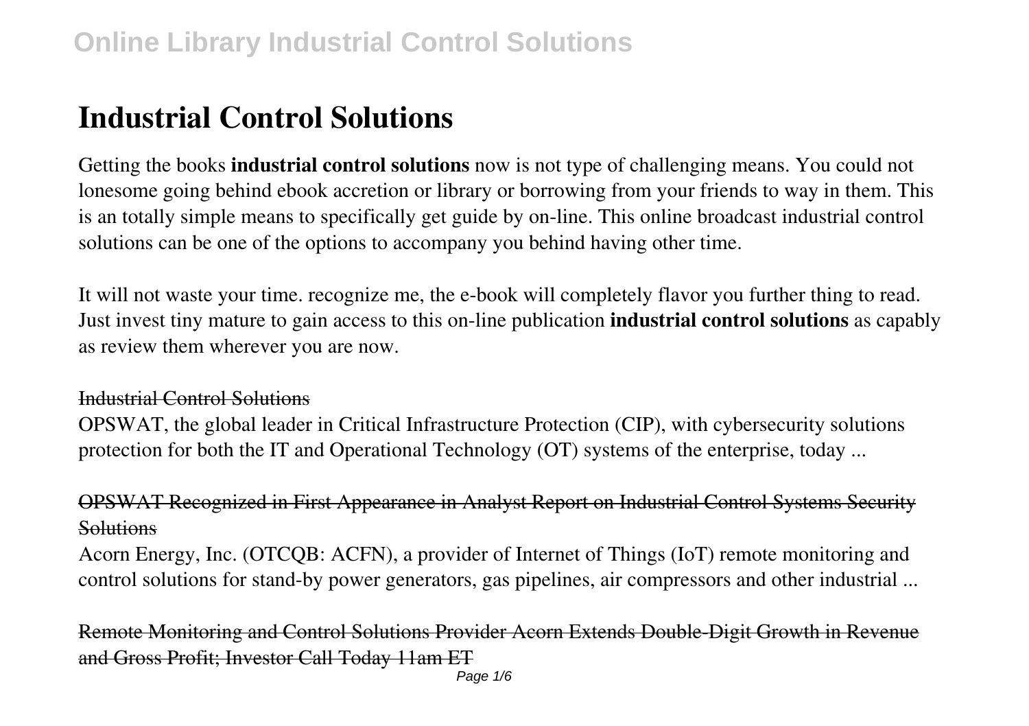# Industrial Control Solutions

Getting the books **industrial control solutions** now is not type of challenging means. You could not lonesome going behind ebook accretion or library or borrowing from your friends to way in them. This is an totally simple means to specifically get guide by on-line. This online broadcast industrial control solutions can be one of the options to accompany you behind having other time.

It will not waste your time. recognize me, the e-book will completely flavor you further thing to read. Just invest tiny mature to gain access to this on-line publication **industrial control solutions** as capably as review them wherever you are now.

## Industrial Control Solutions

OPSWAT, the global leader in Critical Infrastructure Protection (CIP), with cybersecurity solutions protection for both the IT and Operational Technology (OT) systems of the enterprise, today ...

## OPSWAT Recognized in First Appearance in Analyst Report on Industrial Control Systems Security Solutions

Acorn Energy, Inc. (OTCQB: ACFN), a provider of Internet of Things (IoT) remote monitoring and control solutions for stand-by power generators, gas pipelines, air compressors and other industrial ...

## Remote Monitoring and Control Solutions Provider Acorn Extends Double-Digit Growth in Revenue and Gross Profit; Investor Call Today 11am ET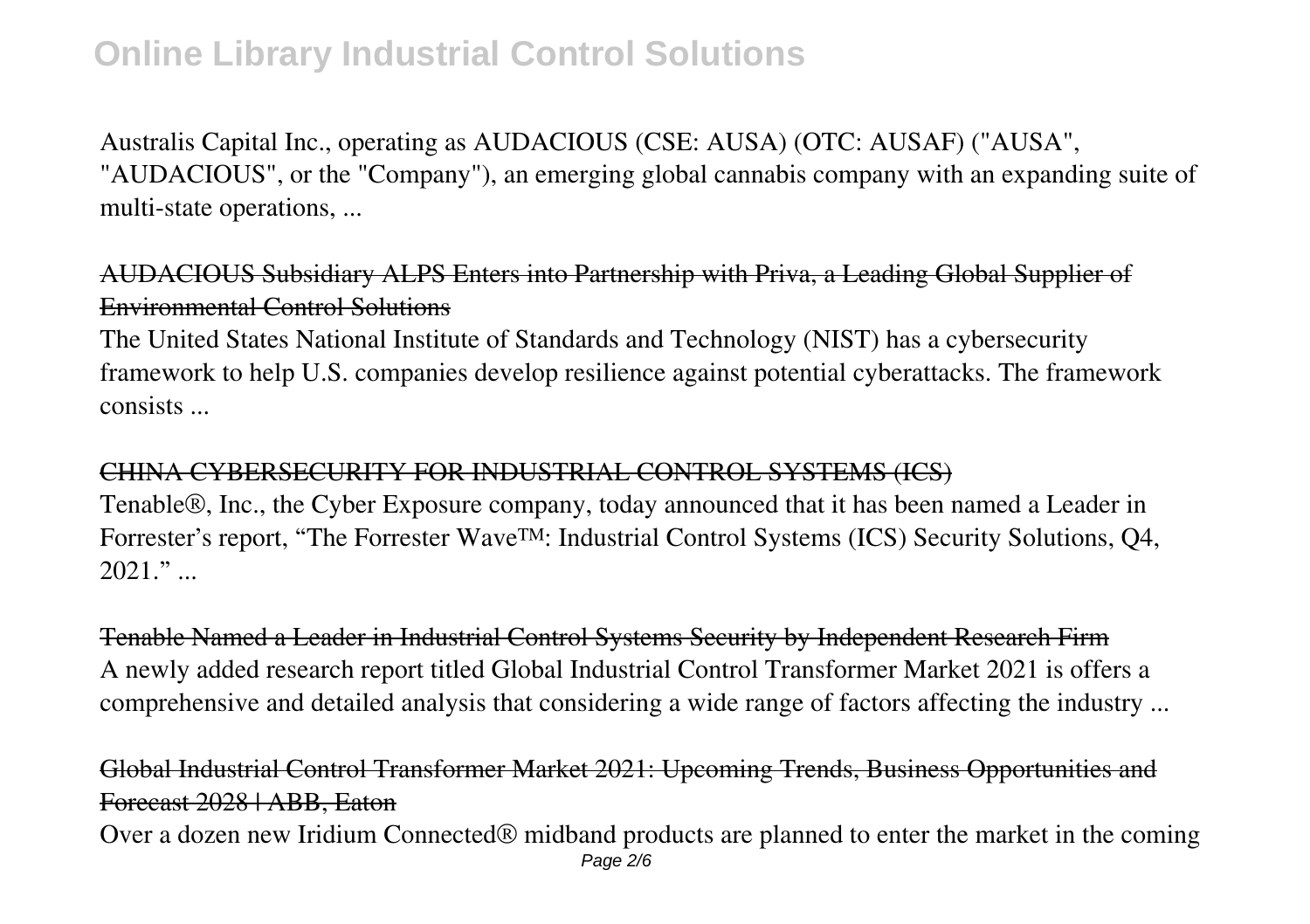Australis Capital Inc., operating as AUDACIOUS (CSE: AUSA) (OTC: AUSAF) ("AUSA", "AUDACIOUS", or the "Company"), an emerging global cannabis company with an expanding suite of multi-state operations, ...

## AUDACIOUS Subsidiary ALPS Enters into Partnership with Priva, a Leading Global Supplier of Environmental Control Solutions

The United States National Institute of Standards and Technology (NIST) has a cybersecurity framework to help U.S. companies develop resilience against potential cyberattacks. The framework consists ...

## CHINA CYBERSECURITY FOR INDUSTRIAL CONTROL SYSTEMS (ICS)

Tenable®, Inc., the Cyber Exposure company, today announced that it has been named a Leader in Forrester's report, "The Forrester Wave™: Industrial Control Systems (ICS) Security Solutions, Q4, 2021." ...

## Tenable Named a Leader in Industrial Control Systems Security by Independent Research Firm

A newly added research report titled Global Industrial Control Transformer Market 2021 is offers a comprehensive and detailed analysis that considering a wide range of factors affecting the industry ...

## Global Industrial Control Transformer Market 2021: Upcoming Trends, Business Opportunities and Forecast 2028 | ABB, Eaton

Over a dozen new Iridium Connected® midband products are planned to enter the market in the coming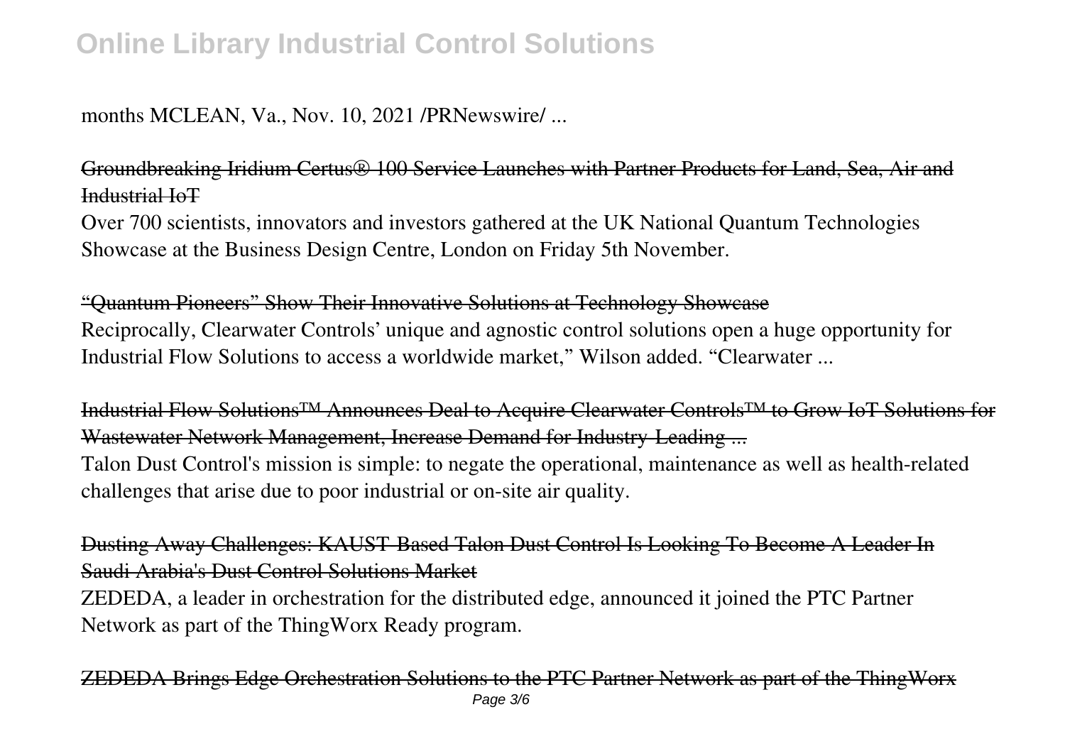months MCLEAN, Va., Nov. 10, 2021 /PRNewswire/ ...

Groundbreaking Iridium Certus® 100 Service Launches with Partner Products for Land, Sea, Air and Industrial IoT

Over 700 scientists, innovators and investors gathered at the UK National Quantum Technologies Showcase at the Business Design Centre, London on Friday 5th November.

"Quantum Pioneers" Show Their Innovative Solutions at Technology Showcase

Reciprocally, Clearwater Controls' unique and agnostic control solutions open a huge opportunity for Industrial Flow Solutions to access a worldwide market," Wilson added. "Clearwater ...

Industrial Flow Solutions™ Announces Deal to Acquire Clearwater Controls™ to Grow IoT Solutions for Wastewater Network Management, Increase Demand for Industry-Leading ...

Talon Dust Control's mission is simple: to negate the operational, maintenance as well as health-related challenges that arise due to poor industrial or on-site air quality.

Dusting Away Challenges: KAUST-Based Talon Dust Control Is Looking To Become A Leader In Saudi Arabia's Dust Control Solutions Market

ZEDEDA, a leader in orchestration for the distributed edge, announced it joined the PTC Partner Network as part of the ThingWorx Ready program.

ZEDEDA Brings Edge Orchestration Solutions to the PTC Partner Network as part of the ThingWorx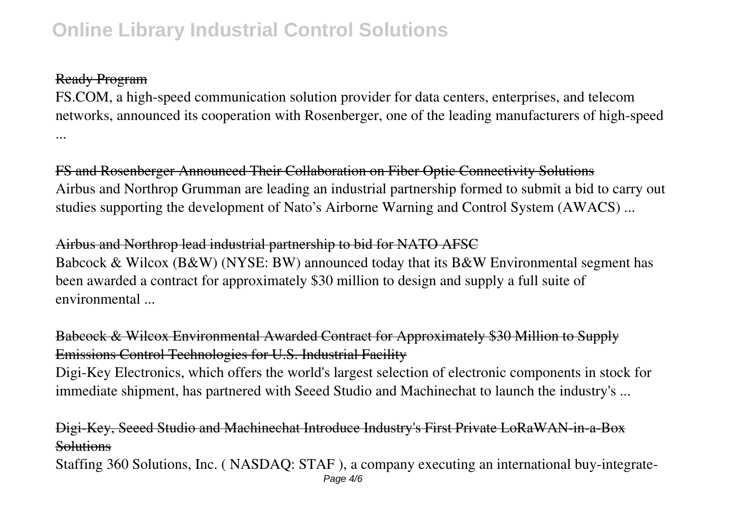Ready Program

FS.COM, a high-speed communication solution provider for data centers, enterprises, and telecom networks, announced its cooperation with Rosenberger, one of the leading manufacturers of high-speed ...

FS and Rosenberger Announced Their Collaboration on Fiber Optic Connectivity Solutions

Airbus and Northrop Grumman are leading an industrial partnership formed to submit a bid to carry out studies supporting the development of Nato's Airborne Warning and Control System (AWACS) ...

Airbus and Northrop lead industrial partnership to bid for NATO AFSC

Babcock & Wilcox (B&W) (NYSE: BW) announced today that its B&W Environmental segment has been awarded a contract for approximately $30 million to design and supply a full suite of environmental ...

Babcock & Wilcox Environmental Awarded Contract for Approximately $30 Million to Supply Emissions Control Technologies for U.S. Industrial Facility

Digi-Key Electronics, which offers the world's largest selection of electronic components in stock for immediate shipment, has partnered with Seeed Studio and Machinechat to launch the industry's ...

Digi-Key, Seeed Studio and Machinechat Introduce Industry's First Private LoRaWAN-in-a-Box Solutions

Staffing 360 Solutions, Inc. ( NASDAQ: STAF ), a company executing an international buy-integrate-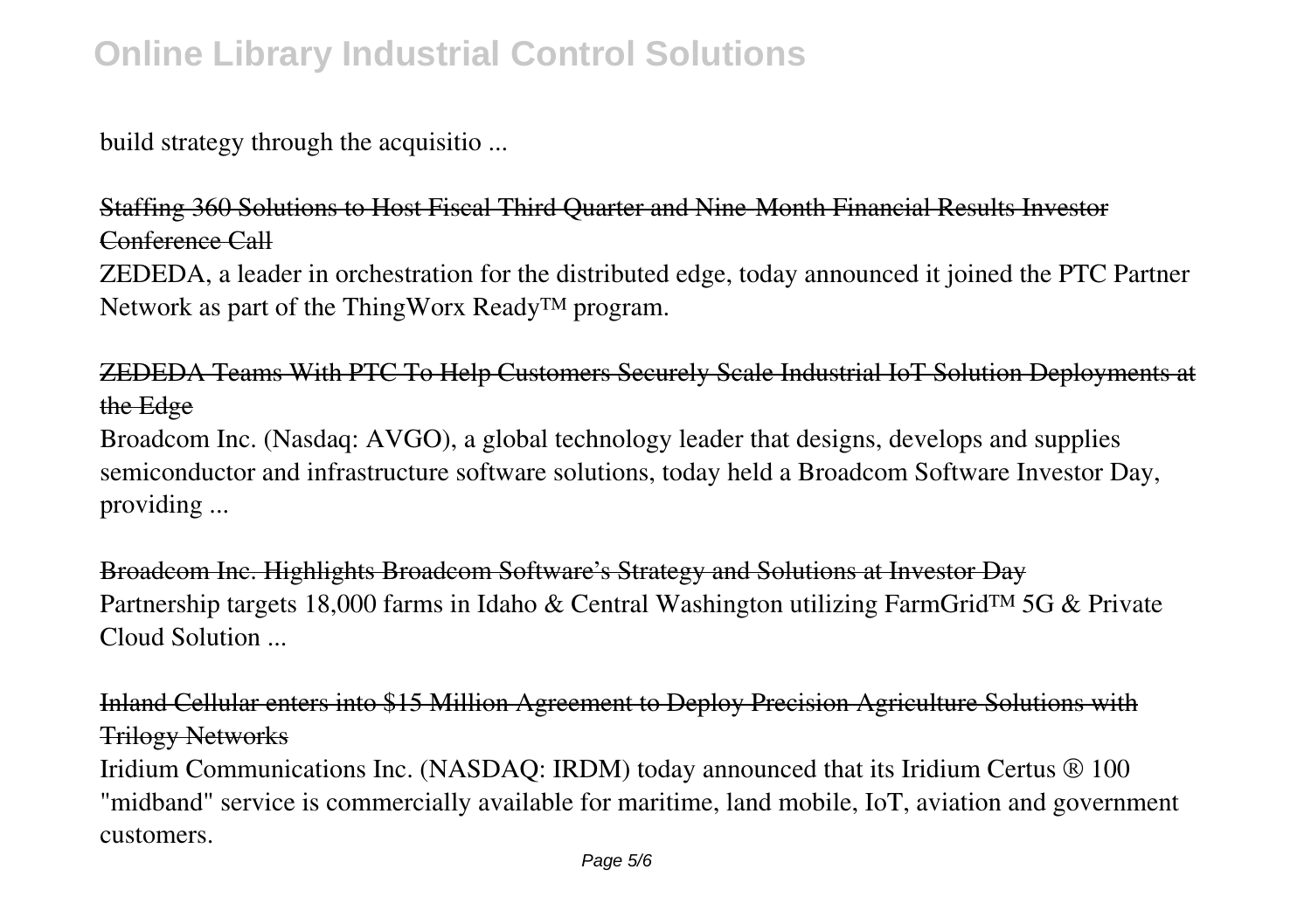build strategy through the acquisitio ...

Staffing 360 Solutions to Host Fiscal Third Quarter and Nine-Month Financial Results Investor Conference Call

ZEDEDA, a leader in orchestration for the distributed edge, today announced it joined the PTC Partner Network as part of the ThingWorx Ready™ program.

ZEDEDA Teams With PTC To Help Customers Securely Scale Industrial IoT Solution Deployments at the Edge

Broadcom Inc. (Nasdaq: AVGO), a global technology leader that designs, develops and supplies semiconductor and infrastructure software solutions, today held a Broadcom Software Investor Day, providing ...

Broadcom Inc. Highlights Broadcom Software's Strategy and Solutions at Investor Day

Partnership targets 18,000 farms in Idaho & Central Washington utilizing FarmGrid™ 5G & Private Cloud Solution ...

Inland Cellular enters into $15 Million Agreement to Deploy Precision Agriculture Solutions with Trilogy Networks

Iridium Communications Inc. (NASDAQ: IRDM) today announced that its Iridium Certus ® 100 "midband" service is commercially available for maritime, land mobile, IoT, aviation and government customers.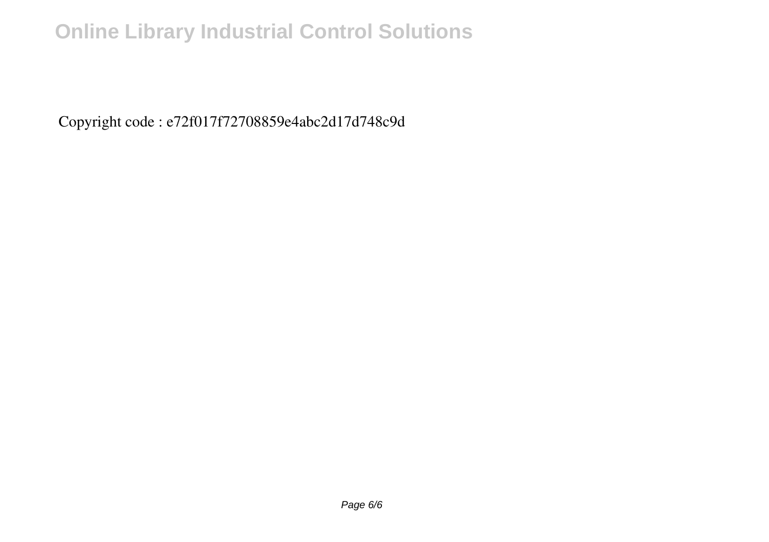Copyright code : e72f017f72708859e4abc2d17d748c9d